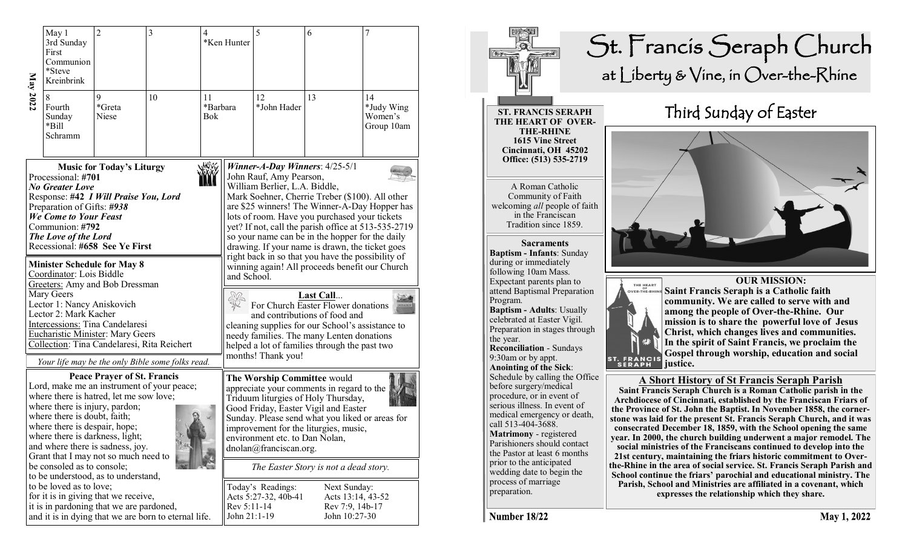**May 2022**

| | | | | | | |
|---|---|---|---|---|---|---|
| May 1 3rd Sunday First Communion *Steve Kreinbrink | 2 | 3 | 4 *Ken Hunter | 5 | 6 | 7 |
| 8 Fourth Sunday *Bill Schramm | 9 *Greta Niese | 10 | 11 *Barbara Bok | 12 *John Hader | 13 | 14 *Judy Wing Women's Group 10am |

### Music for Today's Liturgy

Processional: **#701**
***No Greater Love***
Response: **#42** ***I Will Praise You, Lord***
Preparation of Gifts: ***#938***
***We Come to Your Feast***
Communion: **#792**
***The Love of the Lord***
Recessional: **#658 See Ye First**

### Minister Schedule for May 8

Coordinator: Lois Biddle
Greeters: Amy and Bob Dressman
Mary Geers
Lector 1: Nancy Aniskovich
Lector 2: Mark Kacher
Intercessions: Tina Candelaresi
Eucharistic Minister: Mary Geers
Collection: Tina Candelaresi, Rita Reichert

*Your life may be the only Bible some folks read.*

### Peace Prayer of St. Francis

Lord, make me an instrument of your peace;
where there is hatred, let me sow love;
where there is injury, pardon;
where there is doubt, faith;
where there is despair, hope;
where there is darkness, light;
and where there is sadness, joy.
Grant that I may not so much need to be consoled as to console;
to be understood, as to understand,
to be loved as to love;
for it is in giving that we receive,
it is in pardoning that we are pardoned,
and it is in dying that we are born to eternal life.

***Winner-A-Day Winners***: 4/25-5/1
John Rauf, Amy Pearson, William Berlier, L.A. Biddle, Mark Soehner, Cherrie Treber ($100). All other are $25 winners! The Winner-A-Day Hopper has lots of room. Have you purchased your tickets yet? If not, call the parish office at 513-535-2719 so your name can be in the hopper for the daily drawing. If your name is drawn, the ticket goes right back in so that you have the possibility of winning again! All proceeds benefit our Church and School.

### Last Call...

For Church Easter Flower donations and contributions of food and cleaning supplies for our School's assistance to needy families. The many Lenten donations helped a lot of families through the past two months! Thank you!

**The Worship Committee** would appreciate your comments in regard to the Triduum liturgies of Holy Thursday, Good Friday, Easter Vigil and Easter Sunday. Please send what you liked or areas for improvement for the liturgies, music, environment etc. to Dan Nolan, dnolan@franciscan.org.

*The Easter Story is not a dead story.*

| Today's Readings: | Next Sunday: |
|---|---|
| Acts 5:27-32, 40b-41 | Acts 13:14, 43-52 |
| Rev 5:11-14 | Rev 7:9, 14b-17 |
| John 21:1-19 | John 10:27-30 |

# St. Francis Seraph Church
## at Liberty & Vine, in Over-the-Rhine

**ST. FRANCIS SERAPH THE HEART OF OVER-THE-RHINE**
**1615 Vine Street**
**Cincinnati, OH 45202**
**Office: (513) 535-2719**

A Roman Catholic Community of Faith welcoming *all* people of faith in the Franciscan Tradition since 1859.

### Sacraments

**Baptism - Infants**: Sunday during or immediately following 10am Mass. Expectant parents plan to attend Baptismal Preparation Program.
**Baptism - Adults**: Usually celebrated at Easter Vigil. Preparation in stages through the year.
**Reconciliation** - Sundays 9:30am or by appt.
**Anointing of the Sick**: Schedule by calling the Office before surgery/medical procedure, or in event of serious illness. In event of medical emergency or death, call 513-404-3688.
**Matrimony** - registered Parishioners should contact the Pastor at least 6 months prior to the anticipated wedding date to begin the process of marriage preparation.

## Third Sunday of Easter

### OUR MISSION:

**Saint Francis Seraph is a Catholic faith community. We are called to serve with and among the people of Over-the-Rhine. Our mission is to share the powerful love of Jesus Christ, which changes lives and communities. In the spirit of Saint Francis, we proclaim the Gospel through worship, education and social justice.**

### A Short History of St Francis Seraph Parish

**Saint Francis Seraph Church is a Roman Catholic parish in the Archdiocese of Cincinnati, established by the Franciscan Friars of the Province of St. John the Baptist. In November 1858, the cornerstone was laid for the present St. Francis Seraph Church, and it was consecrated December 18, 1859, with the School opening the same year. In 2000, the church building underwent a major remodel. The social ministries of the Franciscans continued to develop into the 21st century, maintaining the friars historic commitment to Over-the-Rhine in the area of social service. St. Francis Seraph Parish and School continue the friars' parochial and educational ministry. The Parish, School and Ministries are affiliated in a covenant, which expresses the relationship which they share.**

**Number 18/22** **May 1, 2022**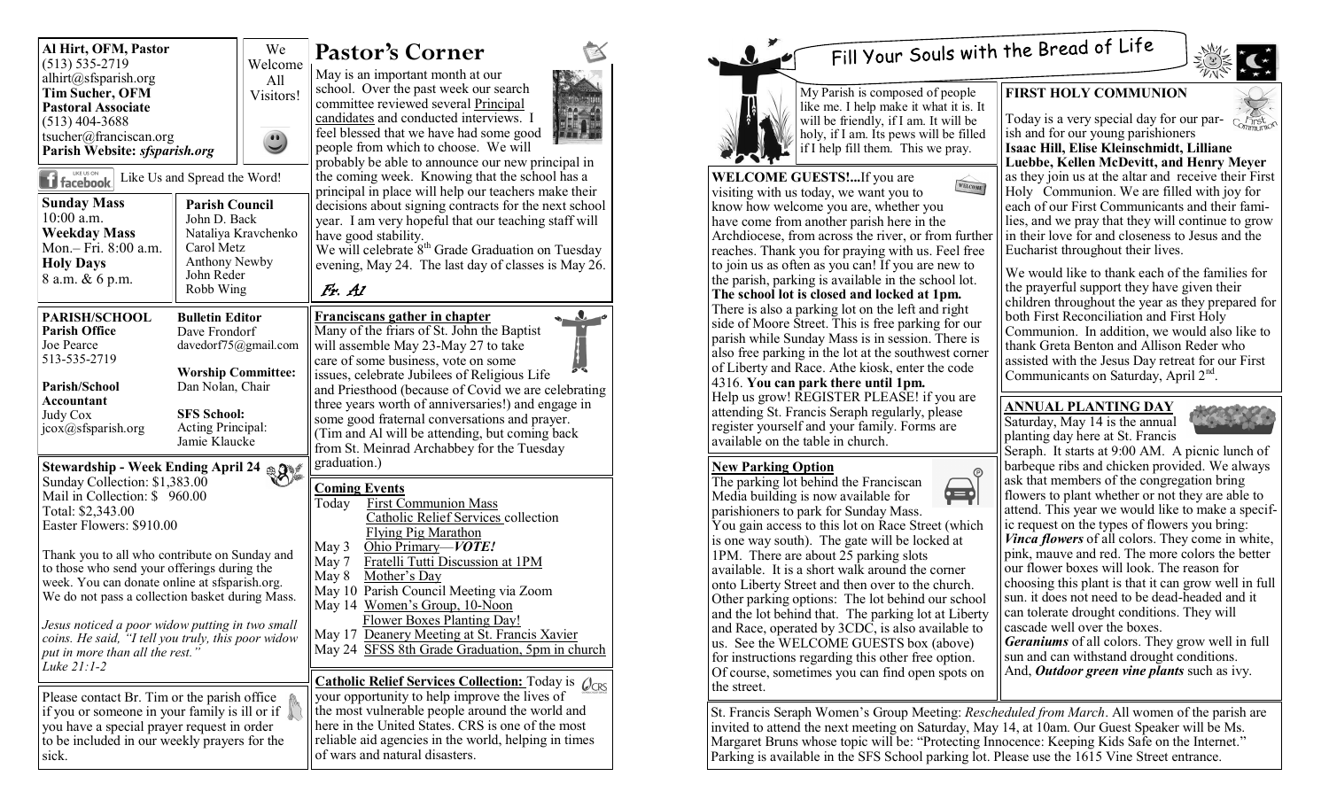**Al Hirt, OFM, Pastor**
(513) 535-2719
alhirt@sfsparish.org
**Tim Sucher, OFM**
**Pastoral Associate**
(513) 404-3688
tsucher@franciscan.org
**Parish Website: *sfsparish.org***

We Welcome All Visitors!

Like Us and Spread the Word!

**Sunday Mass**
10:00 a.m.
**Weekday Mass**
Mon.– Fri. 8:00 a.m.
**Holy Days**
8 a.m. & 6 p.m.

**Parish Council**
John D. Back
Nataliya Kravchenko
Carol Metz
Anthony Newby
John Reder
Robb Wing

**PARISH/SCHOOL**
**Parish Office**
Joe Pearce
513-535-2719

**Parish/School Accountant**
Judy Cox
jcox@sfsparish.org

**Bulletin Editor**
Dave Frondorf
davedorf75@gmail.com

**Worship Committee:**
Dan Nolan, Chair

**SFS School:**
Acting Principal:
Jamie Klaucke

**Stewardship - Week Ending April 24**
Sunday Collection: $1,383.00
Mail in Collection: $ 960.00
Total: $2,343.00
Easter Flowers: $910.00

Thank you to all who contribute on Sunday and to those who send your offerings during the week. You can donate online at sfsparish.org. We do not pass a collection basket during Mass.

*Jesus noticed a poor widow putting in two small coins. He said, "I tell you truly, this poor widow put in more than all the rest." Luke 21:1-2*

Please contact Br. Tim or the parish office if you or someone in your family is ill or if you have a special prayer request in order to be included in our weekly prayers for the sick.

# Pastor's Corner

May is an important month at our school. Over the past week our search committee reviewed several Principal candidates and conducted interviews. I feel blessed that we have had some good people from which to choose. We will probably be able to announce our new principal in the coming week. Knowing that the school has a principal in place will help our teachers make their decisions about signing contracts for the next school year. I am very hopeful that our teaching staff will have good stability.

We will celebrate 8th Grade Graduation on Tuesday evening, May 24. The last day of classes is May 26.

*Fr. Al*

**Franciscans gather in chapter**

Many of the friars of St. John the Baptist will assemble May 23-May 27 to take care of some business, vote on some issues, celebrate Jubilees of Religious Life and Priesthood (because of Covid we are celebrating three years worth of anniversaries!) and engage in some good fraternal conversations and prayer. (Tim and Al will be attending, but coming back from St. Meinrad Archabbey for the Tuesday graduation.)

**Coming Events**

Today First Communion Mass
Catholic Relief Services collection
Flying Pig Marathon
May 3 Ohio Primary—***VOTE!***
May 7 Fratelli Tutti Discussion at 1PM
May 8 Mother's Day
May 10 Parish Council Meeting via Zoom
May 14 Women's Group, 10-Noon
Flower Boxes Planting Day!
May 17 Deanery Meeting at St. Francis Xavier
May 24 SFSS 8th Grade Graduation, 5pm in church

**Catholic Relief Services Collection:** Today is your opportunity to help improve the lives of the most vulnerable people around the world and here in the United States. CRS is one of the most reliable aid agencies in the world, helping in times of wars and natural disasters.

# Fill Your Souls with the Bread of Life

My Parish is composed of people like me. I help make it what it is. It will be friendly, if I am. It will be holy, if I am. Its pews will be filled if I help fill them. This we pray.

**WELCOME GUESTS!...**If you are visiting with us today, we want you to know how welcome you are, whether you have come from another parish here in the Archdiocese, from across the river, or from further reaches. Thank you for praying with us. Feel free to join us as often as you can! If you are new to the parish, parking is available in the school lot. **The school lot is closed and locked at 1pm.** There is also a parking lot on the left and right side of Moore Street. This is free parking for our parish while Sunday Mass is in session. There is also free parking in the lot at the southwest corner of Liberty and Race. Athe kiosk, enter the code 4316. **You can park there until 1pm.** Help us grow! REGISTER PLEASE! if you are attending St. Francis Seraph regularly, please register yourself and your family. Forms are available on the table in church.

**New Parking Option**

The parking lot behind the Franciscan Media building is now available for parishioners to park for Sunday Mass. You gain access to this lot on Race Street (which is one way south). The gate will be locked at 1PM. There are about 25 parking slots available. It is a short walk around the corner onto Liberty Street and then over to the church. Other parking options: The lot behind our school and the lot behind that. The parking lot at Liberty and Race, operated by 3CDC, is also available to us. See the WELCOME GUESTS box (above) for instructions regarding this other free option. Of course, sometimes you can find open spots on the street.

**FIRST HOLY COMMUNION**

Today is a very special day for our parish and for our young parishioners **Isaac Hill, Elise Kleinschmidt, Lilliane Luebbe, Kellen McDevitt, and Henry Meyer** as they join us at the altar and receive their First Holy Communion. We are filled with joy for each of our First Communicants and their families, and we pray that they will continue to grow in their love for and closeness to Jesus and the Eucharist throughout their lives.

We would like to thank each of the families for the prayerful support they have given their children throughout the year as they prepared for both First Reconciliation and First Holy Communion. In addition, we would also like to thank Greta Benton and Allison Reder who assisted with the Jesus Day retreat for our First Communicants on Saturday, April 2nd.

**ANNUAL PLANTING DAY**

Saturday, May 14 is the annual planting day here at St. Francis Seraph. It starts at 9:00 AM. A picnic lunch of barbeque ribs and chicken provided. We always ask that members of the congregation bring flowers to plant whether or not they are able to attend. This year we would like to make a specific request on the types of flowers you bring: ***Vinca flowers*** of all colors. They come in white, pink, mauve and red. The more colors the better our flower boxes will look. The reason for choosing this plant is that it can grow well in full sun. it does not need to be dead-headed and it can tolerate drought conditions. They will cascade well over the boxes.
***Geraniums*** of all colors. They grow well in full sun and can withstand drought conditions.
And, ***Outdoor green vine plants*** such as ivy.

St. Francis Seraph Women's Group Meeting: *Rescheduled from March*. All women of the parish are invited to attend the next meeting on Saturday, May 14, at 10am. Our Guest Speaker will be Ms. Margaret Bruns whose topic will be: "Protecting Innocence: Keeping Kids Safe on the Internet." Parking is available in the SFS School parking lot. Please use the 1615 Vine Street entrance.